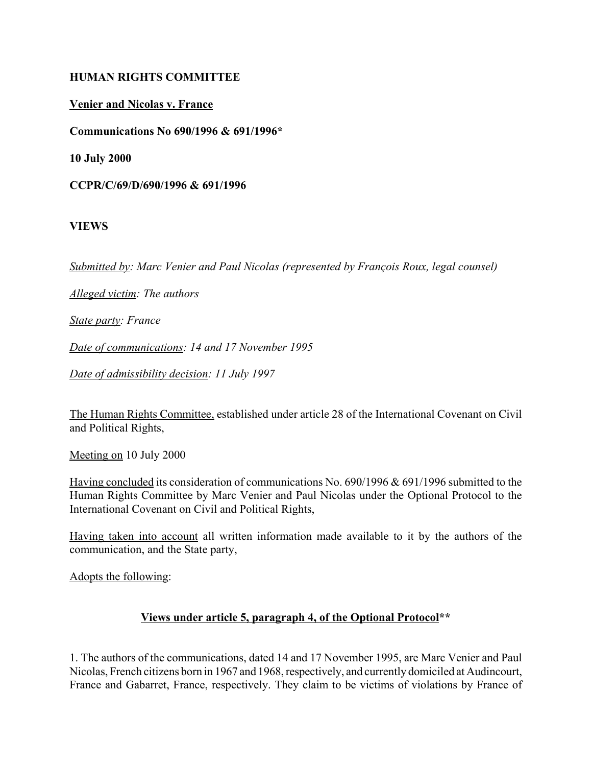**HUMAN RIGHTS COMMITTEE**

**Venier and Nicolas v. France**

**Communications No 690/1996 & 691/1996***

**10 July 2000**

**CCPR/C/69/D/690/1996 & 691/1996**

**VIEWS**

*Submitted by: Marc Venier and Paul Nicolas (represented by François Roux, legal counsel)*

*Alleged victim: The authors*

*State party: France*

*Date of communications: 14 and 17 November 1995*

*Date of admissibility decision: 11 July 1997*

The Human Rights Committee, established under article 28 of the International Covenant on Civil and Political Rights,

Meeting on 10 July 2000

Having concluded its consideration of communications No. 690/1996 & 691/1996 submitted to the Human Rights Committee by Marc Venier and Paul Nicolas under the Optional Protocol to the International Covenant on Civil and Political Rights,

Having taken into account all written information made available to it by the authors of the communication, and the State party,

Adopts the following:

**Views under article 5, paragraph 4, of the Optional Protocol****

1. The authors of the communications, dated 14 and 17 November 1995, are Marc Venier and Paul Nicolas, French citizens born in 1967 and 1968, respectively, and currently domiciled at Audincourt, France and Gabarret, France, respectively. They claim to be victims of violations by France of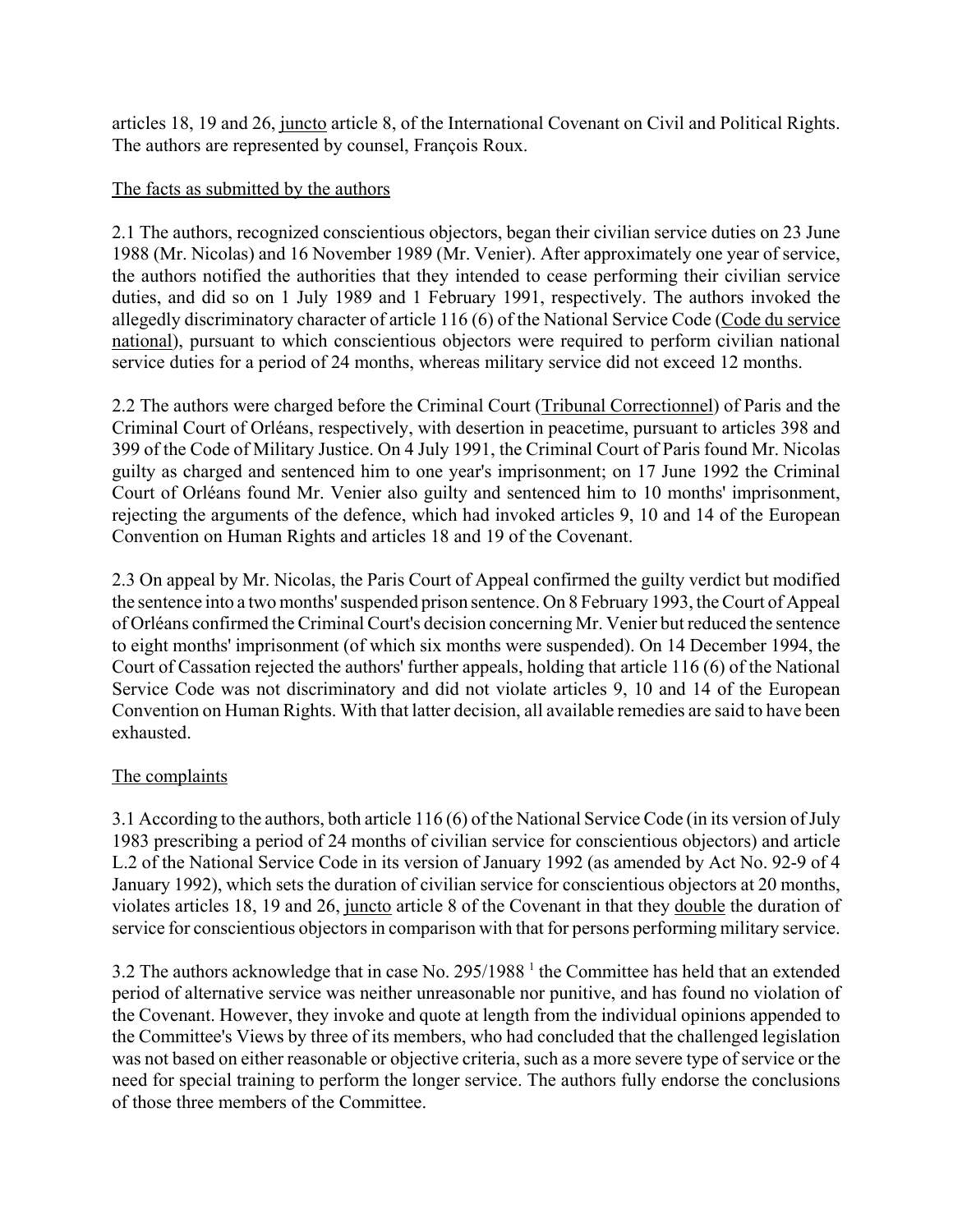articles 18, 19 and 26, juncto article 8, of the International Covenant on Civil and Political Rights. The authors are represented by counsel, François Roux.

## The facts as submitted by the authors

2.1 The authors, recognized conscientious objectors, began their civilian service duties on 23 June 1988 (Mr. Nicolas) and 16 November 1989 (Mr. Venier). After approximately one year of service, the authors notified the authorities that they intended to cease performing their civilian service duties, and did so on 1 July 1989 and 1 February 1991, respectively. The authors invoked the allegedly discriminatory character of article 116 (6) of the National Service Code (Code du service national), pursuant to which conscientious objectors were required to perform civilian national service duties for a period of 24 months, whereas military service did not exceed 12 months.

2.2 The authors were charged before the Criminal Court (Tribunal Correctionnel) of Paris and the Criminal Court of Orléans, respectively, with desertion in peacetime, pursuant to articles 398 and 399 of the Code of Military Justice. On 4 July 1991, the Criminal Court of Paris found Mr. Nicolas guilty as charged and sentenced him to one year's imprisonment; on 17 June 1992 the Criminal Court of Orléans found Mr. Venier also guilty and sentenced him to 10 months' imprisonment, rejecting the arguments of the defence, which had invoked articles 9, 10 and 14 of the European Convention on Human Rights and articles 18 and 19 of the Covenant.

2.3 On appeal by Mr. Nicolas, the Paris Court of Appeal confirmed the guilty verdict but modified the sentence into a two months' suspended prison sentence. On 8 February 1993, the Court of Appeal of Orléans confirmed the Criminal Court's decision concerning Mr. Venier but reduced the sentence to eight months' imprisonment (of which six months were suspended). On 14 December 1994, the Court of Cassation rejected the authors' further appeals, holding that article 116 (6) of the National Service Code was not discriminatory and did not violate articles 9, 10 and 14 of the European Convention on Human Rights. With that latter decision, all available remedies are said to have been exhausted.

## The complaints

3.1 According to the authors, both article 116 (6) of the National Service Code (in its version of July 1983 prescribing a period of 24 months of civilian service for conscientious objectors) and article L.2 of the National Service Code in its version of January 1992 (as amended by Act No. 92-9 of 4 January 1992), which sets the duration of civilian service for conscientious objectors at 20 months, violates articles 18, 19 and 26, juncto article 8 of the Covenant in that they double the duration of service for conscientious objectors in comparison with that for persons performing military service.

3.2 The authors acknowledge that in case No. 295/1988 [1] the Committee has held that an extended period of alternative service was neither unreasonable nor punitive, and has found no violation of the Covenant. However, they invoke and quote at length from the individual opinions appended to the Committee's Views by three of its members, who had concluded that the challenged legislation was not based on either reasonable or objective criteria, such as a more severe type of service or the need for special training to perform the longer service. The authors fully endorse the conclusions of those three members of the Committee.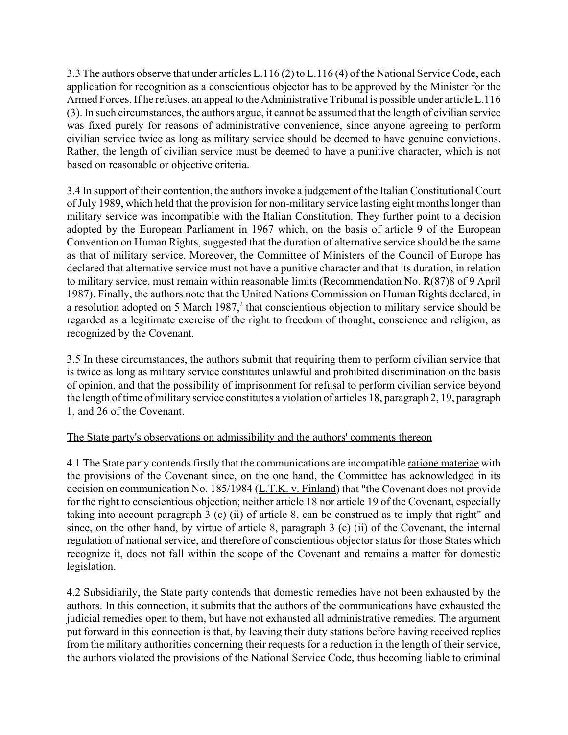3.3 The authors observe that under articles L.116 (2) to L.116 (4) of the National Service Code, each application for recognition as a conscientious objector has to be approved by the Minister for the Armed Forces. If he refuses, an appeal to the Administrative Tribunal is possible under article L.116 (3). In such circumstances, the authors argue, it cannot be assumed that the length of civilian service was fixed purely for reasons of administrative convenience, since anyone agreeing to perform civilian service twice as long as military service should be deemed to have genuine convictions. Rather, the length of civilian service must be deemed to have a punitive character, which is not based on reasonable or objective criteria.

3.4 In support of their contention, the authors invoke a judgement of the Italian Constitutional Court of July 1989, which held that the provision for non-military service lasting eight months longer than military service was incompatible with the Italian Constitution. They further point to a decision adopted by the European Parliament in 1967 which, on the basis of article 9 of the European Convention on Human Rights, suggested that the duration of alternative service should be the same as that of military service. Moreover, the Committee of Ministers of the Council of Europe has declared that alternative service must not have a punitive character and that its duration, in relation to military service, must remain within reasonable limits (Recommendation No. R(87)8 of 9 April 1987). Finally, the authors note that the United Nations Commission on Human Rights declared, in a resolution adopted on 5 March 1987,[2] that conscientious objection to military service should be regarded as a legitimate exercise of the right to freedom of thought, conscience and religion, as recognized by the Covenant.

3.5 In these circumstances, the authors submit that requiring them to perform civilian service that is twice as long as military service constitutes unlawful and prohibited discrimination on the basis of opinion, and that the possibility of imprisonment for refusal to perform civilian service beyond the length of time of military service constitutes a violation of articles 18, paragraph 2, 19, paragraph 1, and 26 of the Covenant.

## The State party's observations on admissibility and the authors' comments thereon

4.1 The State party contends firstly that the communications are incompatible ratione materiae with the provisions of the Covenant since, on the one hand, the Committee has acknowledged in its decision on communication No. 185/1984 (L.T.K. v. Finland) that "the Covenant does not provide for the right to conscientious objection; neither article 18 nor article 19 of the Covenant, especially taking into account paragraph 3 (c) (ii) of article 8, can be construed as to imply that right" and since, on the other hand, by virtue of article 8, paragraph 3 (c) (ii) of the Covenant, the internal regulation of national service, and therefore of conscientious objector status for those States which recognize it, does not fall within the scope of the Covenant and remains a matter for domestic legislation.

4.2 Subsidiarily, the State party contends that domestic remedies have not been exhausted by the authors. In this connection, it submits that the authors of the communications have exhausted the judicial remedies open to them, but have not exhausted all administrative remedies. The argument put forward in this connection is that, by leaving their duty stations before having received replies from the military authorities concerning their requests for a reduction in the length of their service, the authors violated the provisions of the National Service Code, thus becoming liable to criminal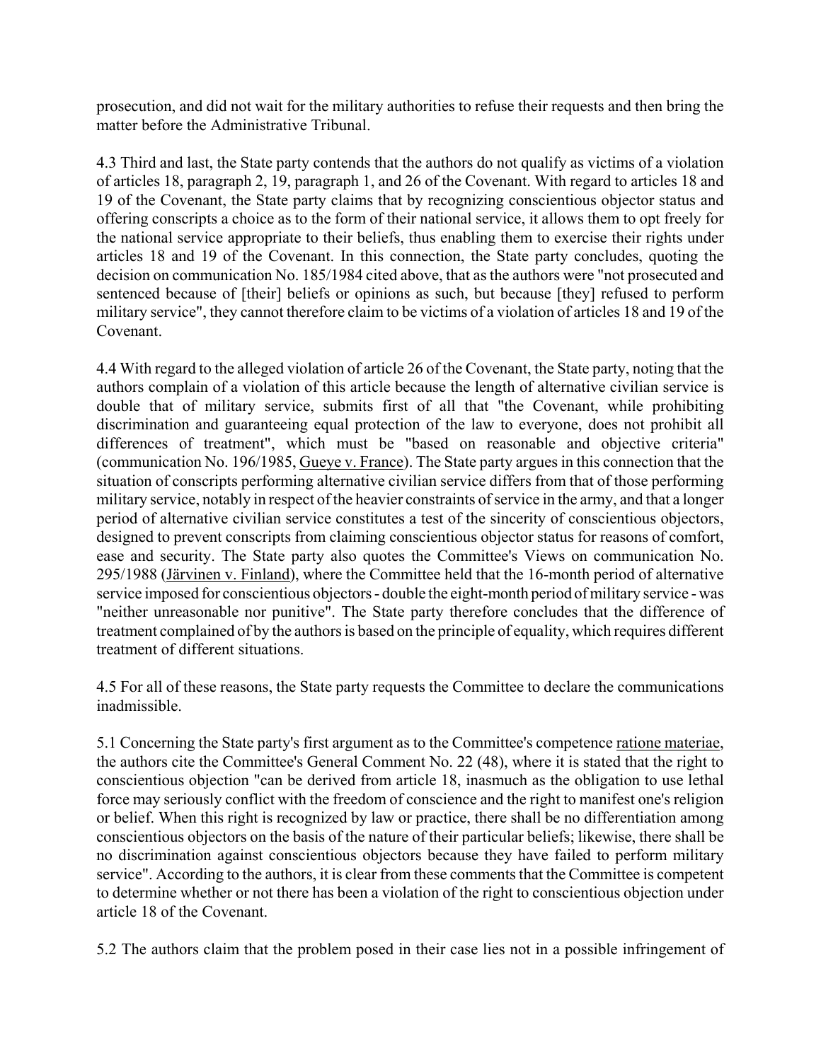prosecution, and did not wait for the military authorities to refuse their requests and then bring the matter before the Administrative Tribunal.

4.3 Third and last, the State party contends that the authors do not qualify as victims of a violation of articles 18, paragraph 2, 19, paragraph 1, and 26 of the Covenant. With regard to articles 18 and 19 of the Covenant, the State party claims that by recognizing conscientious objector status and offering conscripts a choice as to the form of their national service, it allows them to opt freely for the national service appropriate to their beliefs, thus enabling them to exercise their rights under articles 18 and 19 of the Covenant. In this connection, the State party concludes, quoting the decision on communication No. 185/1984 cited above, that as the authors were "not prosecuted and sentenced because of [their] beliefs or opinions as such, but because [they] refused to perform military service", they cannot therefore claim to be victims of a violation of articles 18 and 19 of the Covenant.

4.4 With regard to the alleged violation of article 26 of the Covenant, the State party, noting that the authors complain of a violation of this article because the length of alternative civilian service is double that of military service, submits first of all that "the Covenant, while prohibiting discrimination and guaranteeing equal protection of the law to everyone, does not prohibit all differences of treatment", which must be "based on reasonable and objective criteria" (communication No. 196/1985, Gueye v. France). The State party argues in this connection that the situation of conscripts performing alternative civilian service differs from that of those performing military service, notably in respect of the heavier constraints of service in the army, and that a longer period of alternative civilian service constitutes a test of the sincerity of conscientious objectors, designed to prevent conscripts from claiming conscientious objector status for reasons of comfort, ease and security. The State party also quotes the Committee's Views on communication No. 295/1988 (Järvinen v. Finland), where the Committee held that the 16-month period of alternative service imposed for conscientious objectors - double the eight-month period of military service - was "neither unreasonable nor punitive". The State party therefore concludes that the difference of treatment complained of by the authors is based on the principle of equality, which requires different treatment of different situations.

4.5 For all of these reasons, the State party requests the Committee to declare the communications inadmissible.

5.1 Concerning the State party's first argument as to the Committee's competence ratione materiae, the authors cite the Committee's General Comment No. 22 (48), where it is stated that the right to conscientious objection "can be derived from article 18, inasmuch as the obligation to use lethal force may seriously conflict with the freedom of conscience and the right to manifest one's religion or belief. When this right is recognized by law or practice, there shall be no differentiation among conscientious objectors on the basis of the nature of their particular beliefs; likewise, there shall be no discrimination against conscientious objectors because they have failed to perform military service". According to the authors, it is clear from these comments that the Committee is competent to determine whether or not there has been a violation of the right to conscientious objection under article 18 of the Covenant.

5.2 The authors claim that the problem posed in their case lies not in a possible infringement of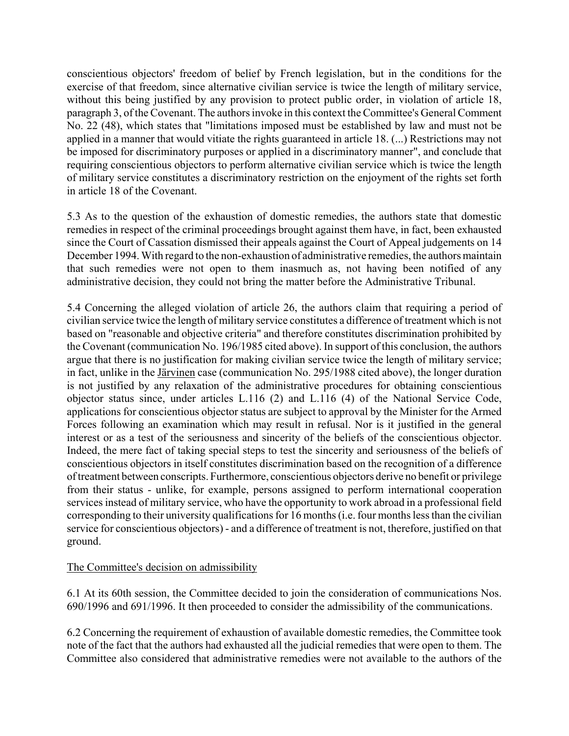conscientious objectors' freedom of belief by French legislation, but in the conditions for the exercise of that freedom, since alternative civilian service is twice the length of military service, without this being justified by any provision to protect public order, in violation of article 18, paragraph 3, of the Covenant. The authors invoke in this context the Committee's General Comment No. 22 (48), which states that "limitations imposed must be established by law and must not be applied in a manner that would vitiate the rights guaranteed in article 18. (...) Restrictions may not be imposed for discriminatory purposes or applied in a discriminatory manner", and conclude that requiring conscientious objectors to perform alternative civilian service which is twice the length of military service constitutes a discriminatory restriction on the enjoyment of the rights set forth in article 18 of the Covenant.

5.3 As to the question of the exhaustion of domestic remedies, the authors state that domestic remedies in respect of the criminal proceedings brought against them have, in fact, been exhausted since the Court of Cassation dismissed their appeals against the Court of Appeal judgements on 14 December 1994. With regard to the non-exhaustion of administrative remedies, the authors maintain that such remedies were not open to them inasmuch as, not having been notified of any administrative decision, they could not bring the matter before the Administrative Tribunal.

5.4 Concerning the alleged violation of article 26, the authors claim that requiring a period of civilian service twice the length of military service constitutes a difference of treatment which is not based on "reasonable and objective criteria" and therefore constitutes discrimination prohibited by the Covenant (communication No. 196/1985 cited above). In support of this conclusion, the authors argue that there is no justification for making civilian service twice the length of military service; in fact, unlike in the Järvinen case (communication No. 295/1988 cited above), the longer duration is not justified by any relaxation of the administrative procedures for obtaining conscientious objector status since, under articles L.116 (2) and L.116 (4) of the National Service Code, applications for conscientious objector status are subject to approval by the Minister for the Armed Forces following an examination which may result in refusal. Nor is it justified in the general interest or as a test of the seriousness and sincerity of the beliefs of the conscientious objector. Indeed, the mere fact of taking special steps to test the sincerity and seriousness of the beliefs of conscientious objectors in itself constitutes discrimination based on the recognition of a difference of treatment between conscripts. Furthermore, conscientious objectors derive no benefit or privilege from their status - unlike, for example, persons assigned to perform international cooperation services instead of military service, who have the opportunity to work abroad in a professional field corresponding to their university qualifications for 16 months (i.e. four months less than the civilian service for conscientious objectors) - and a difference of treatment is not, therefore, justified on that ground.

## The Committee's decision on admissibility

6.1 At its 60th session, the Committee decided to join the consideration of communications Nos. 690/1996 and 691/1996. It then proceeded to consider the admissibility of the communications.

6.2 Concerning the requirement of exhaustion of available domestic remedies, the Committee took note of the fact that the authors had exhausted all the judicial remedies that were open to them. The Committee also considered that administrative remedies were not available to the authors of the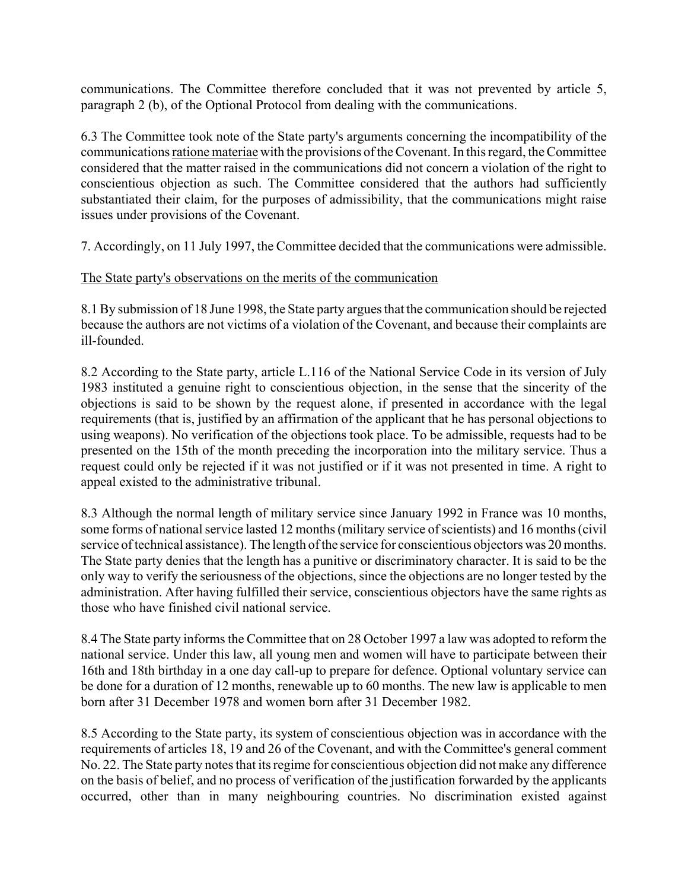communications. The Committee therefore concluded that it was not prevented by article 5, paragraph 2 (b), of the Optional Protocol from dealing with the communications.

6.3 The Committee took note of the State party's arguments concerning the incompatibility of the communications ratione materiae with the provisions of the Covenant. In this regard, the Committee considered that the matter raised in the communications did not concern a violation of the right to conscientious objection as such. The Committee considered that the authors had sufficiently substantiated their claim, for the purposes of admissibility, that the communications might raise issues under provisions of the Covenant.

7. Accordingly, on 11 July 1997, the Committee decided that the communications were admissible.

The State party's observations on the merits of the communication

8.1 By submission of 18 June 1998, the State party argues that the communication should be rejected because the authors are not victims of a violation of the Covenant, and because their complaints are ill-founded.

8.2 According to the State party, article L.116 of the National Service Code in its version of July 1983 instituted a genuine right to conscientious objection, in the sense that the sincerity of the objections is said to be shown by the request alone, if presented in accordance with the legal requirements (that is, justified by an affirmation of the applicant that he has personal objections to using weapons). No verification of the objections took place. To be admissible, requests had to be presented on the 15th of the month preceding the incorporation into the military service. Thus a request could only be rejected if it was not justified or if it was not presented in time. A right to appeal existed to the administrative tribunal.

8.3 Although the normal length of military service since January 1992 in France was 10 months, some forms of national service lasted 12 months (military service of scientists) and 16 months (civil service of technical assistance). The length of the service for conscientious objectors was 20 months. The State party denies that the length has a punitive or discriminatory character. It is said to be the only way to verify the seriousness of the objections, since the objections are no longer tested by the administration. After having fulfilled their service, conscientious objectors have the same rights as those who have finished civil national service.

8.4 The State party informs the Committee that on 28 October 1997 a law was adopted to reform the national service. Under this law, all young men and women will have to participate between their 16th and 18th birthday in a one day call-up to prepare for defence. Optional voluntary service can be done for a duration of 12 months, renewable up to 60 months. The new law is applicable to men born after 31 December 1978 and women born after 31 December 1982.

8.5 According to the State party, its system of conscientious objection was in accordance with the requirements of articles 18, 19 and 26 of the Covenant, and with the Committee's general comment No. 22. The State party notes that its regime for conscientious objection did not make any difference on the basis of belief, and no process of verification of the justification forwarded by the applicants occurred, other than in many neighbouring countries. No discrimination existed against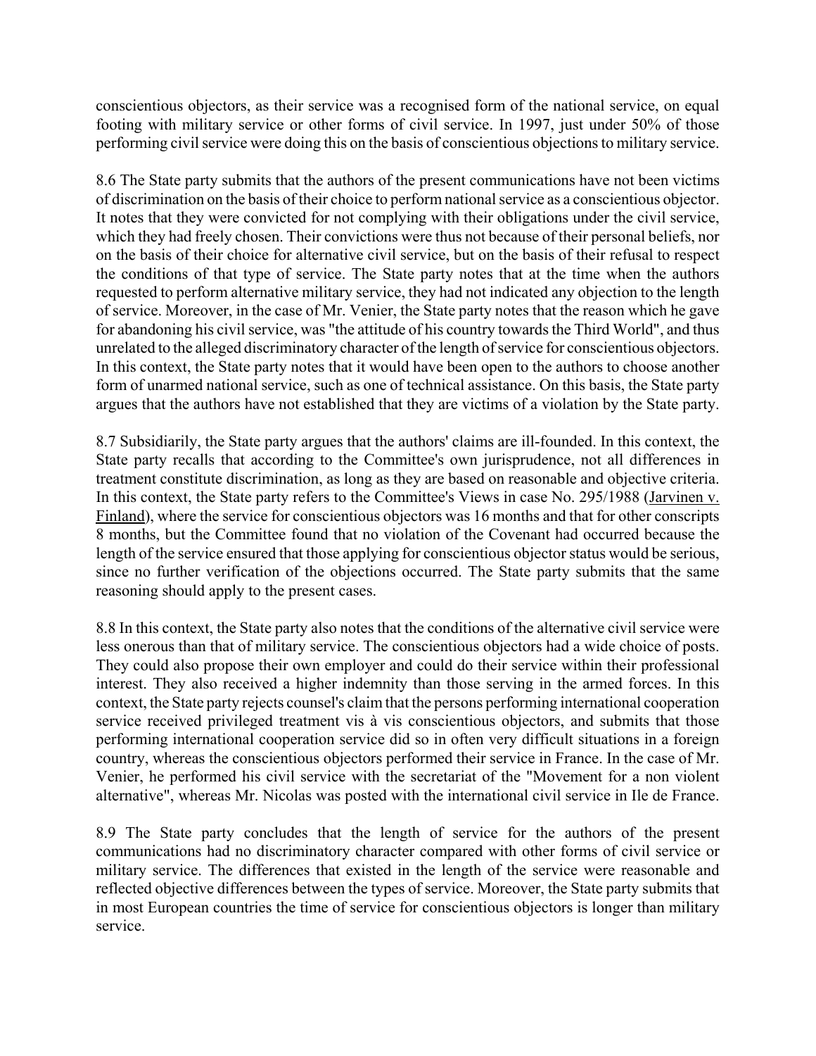conscientious objectors, as their service was a recognised form of the national service, on equal footing with military service or other forms of civil service. In 1997, just under 50% of those performing civil service were doing this on the basis of conscientious objections to military service.

8.6 The State party submits that the authors of the present communications have not been victims of discrimination on the basis of their choice to perform national service as a conscientious objector. It notes that they were convicted for not complying with their obligations under the civil service, which they had freely chosen. Their convictions were thus not because of their personal beliefs, nor on the basis of their choice for alternative civil service, but on the basis of their refusal to respect the conditions of that type of service. The State party notes that at the time when the authors requested to perform alternative military service, they had not indicated any objection to the length of service. Moreover, in the case of Mr. Venier, the State party notes that the reason which he gave for abandoning his civil service, was "the attitude of his country towards the Third World", and thus unrelated to the alleged discriminatory character of the length of service for conscientious objectors. In this context, the State party notes that it would have been open to the authors to choose another form of unarmed national service, such as one of technical assistance. On this basis, the State party argues that the authors have not established that they are victims of a violation by the State party.

8.7 Subsidiarily, the State party argues that the authors' claims are ill-founded. In this context, the State party recalls that according to the Committee's own jurisprudence, not all differences in treatment constitute discrimination, as long as they are based on reasonable and objective criteria. In this context, the State party refers to the Committee's Views in case No. 295/1988 (Jarvinen v. Finland), where the service for conscientious objectors was 16 months and that for other conscripts 8 months, but the Committee found that no violation of the Covenant had occurred because the length of the service ensured that those applying for conscientious objector status would be serious, since no further verification of the objections occurred. The State party submits that the same reasoning should apply to the present cases.

8.8 In this context, the State party also notes that the conditions of the alternative civil service were less onerous than that of military service. The conscientious objectors had a wide choice of posts. They could also propose their own employer and could do their service within their professional interest. They also received a higher indemnity than those serving in the armed forces. In this context, the State party rejects counsel's claim that the persons performing international cooperation service received privileged treatment vis à vis conscientious objectors, and submits that those performing international cooperation service did so in often very difficult situations in a foreign country, whereas the conscientious objectors performed their service in France. In the case of Mr. Venier, he performed his civil service with the secretariat of the "Movement for a non violent alternative", whereas Mr. Nicolas was posted with the international civil service in Ile de France.

8.9 The State party concludes that the length of service for the authors of the present communications had no discriminatory character compared with other forms of civil service or military service. The differences that existed in the length of the service were reasonable and reflected objective differences between the types of service. Moreover, the State party submits that in most European countries the time of service for conscientious objectors is longer than military service.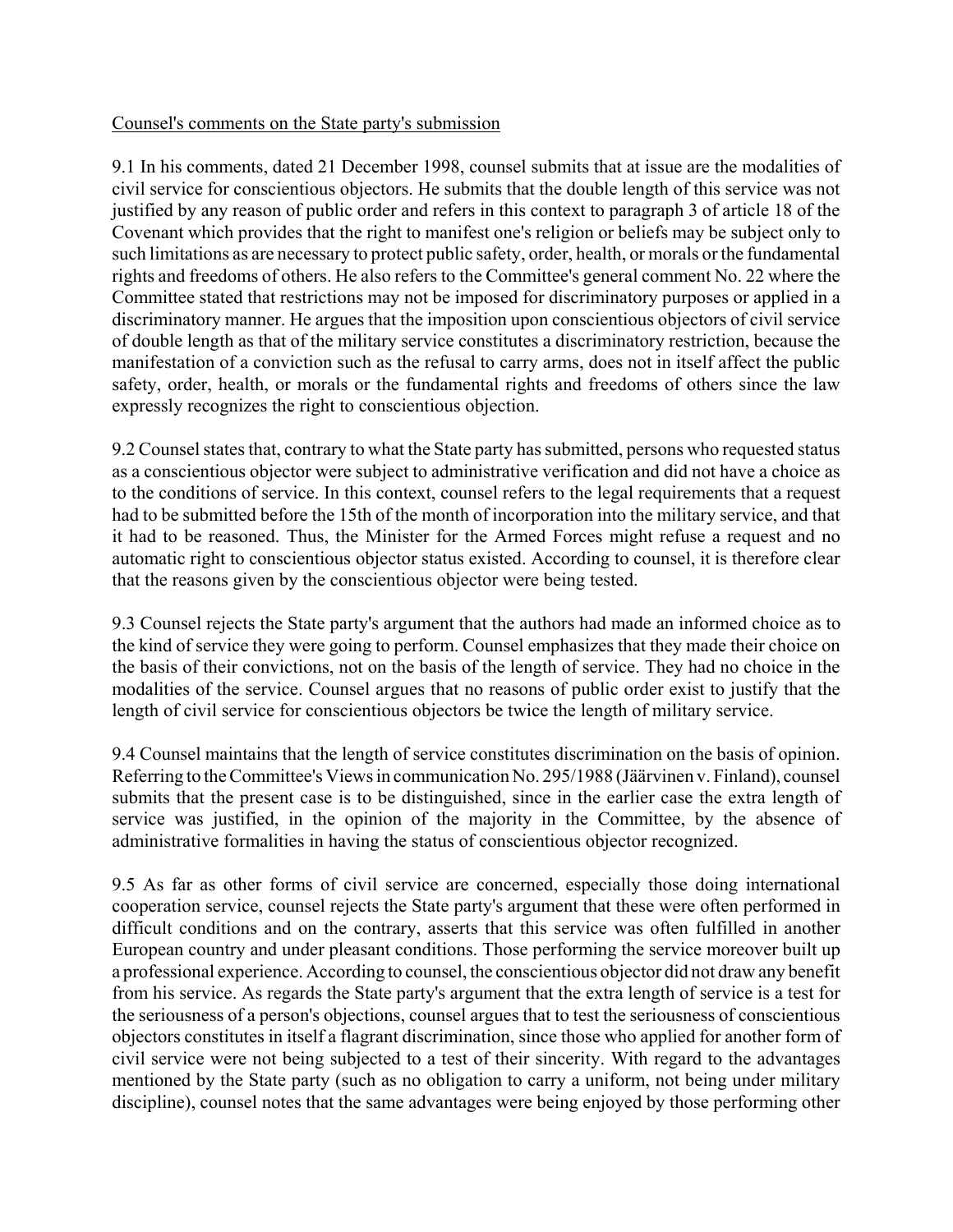Counsel's comments on the State party's submission

9.1 In his comments, dated 21 December 1998, counsel submits that at issue are the modalities of civil service for conscientious objectors. He submits that the double length of this service was not justified by any reason of public order and refers in this context to paragraph 3 of article 18 of the Covenant which provides that the right to manifest one's religion or beliefs may be subject only to such limitations as are necessary to protect public safety, order, health, or morals or the fundamental rights and freedoms of others. He also refers to the Committee's general comment No. 22 where the Committee stated that restrictions may not be imposed for discriminatory purposes or applied in a discriminatory manner. He argues that the imposition upon conscientious objectors of civil service of double length as that of the military service constitutes a discriminatory restriction, because the manifestation of a conviction such as the refusal to carry arms, does not in itself affect the public safety, order, health, or morals or the fundamental rights and freedoms of others since the law expressly recognizes the right to conscientious objection.

9.2 Counsel states that, contrary to what the State party has submitted, persons who requested status as a conscientious objector were subject to administrative verification and did not have a choice as to the conditions of service. In this context, counsel refers to the legal requirements that a request had to be submitted before the 15th of the month of incorporation into the military service, and that it had to be reasoned. Thus, the Minister for the Armed Forces might refuse a request and no automatic right to conscientious objector status existed. According to counsel, it is therefore clear that the reasons given by the conscientious objector were being tested.

9.3 Counsel rejects the State party's argument that the authors had made an informed choice as to the kind of service they were going to perform. Counsel emphasizes that they made their choice on the basis of their convictions, not on the basis of the length of service. They had no choice in the modalities of the service. Counsel argues that no reasons of public order exist to justify that the length of civil service for conscientious objectors be twice the length of military service.

9.4 Counsel maintains that the length of service constitutes discrimination on the basis of opinion. Referring to the Committee's Views in communication No. 295/1988 (Järvinen v. Finland), counsel submits that the present case is to be distinguished, since in the earlier case the extra length of service was justified, in the opinion of the majority in the Committee, by the absence of administrative formalities in having the status of conscientious objector recognized.

9.5 As far as other forms of civil service are concerned, especially those doing international cooperation service, counsel rejects the State party's argument that these were often performed in difficult conditions and on the contrary, asserts that this service was often fulfilled in another European country and under pleasant conditions. Those performing the service moreover built up a professional experience. According to counsel, the conscientious objector did not draw any benefit from his service. As regards the State party's argument that the extra length of service is a test for the seriousness of a person's objections, counsel argues that to test the seriousness of conscientious objectors constitutes in itself a flagrant discrimination, since those who applied for another form of civil service were not being subjected to a test of their sincerity. With regard to the advantages mentioned by the State party (such as no obligation to carry a uniform, not being under military discipline), counsel notes that the same advantages were being enjoyed by those performing other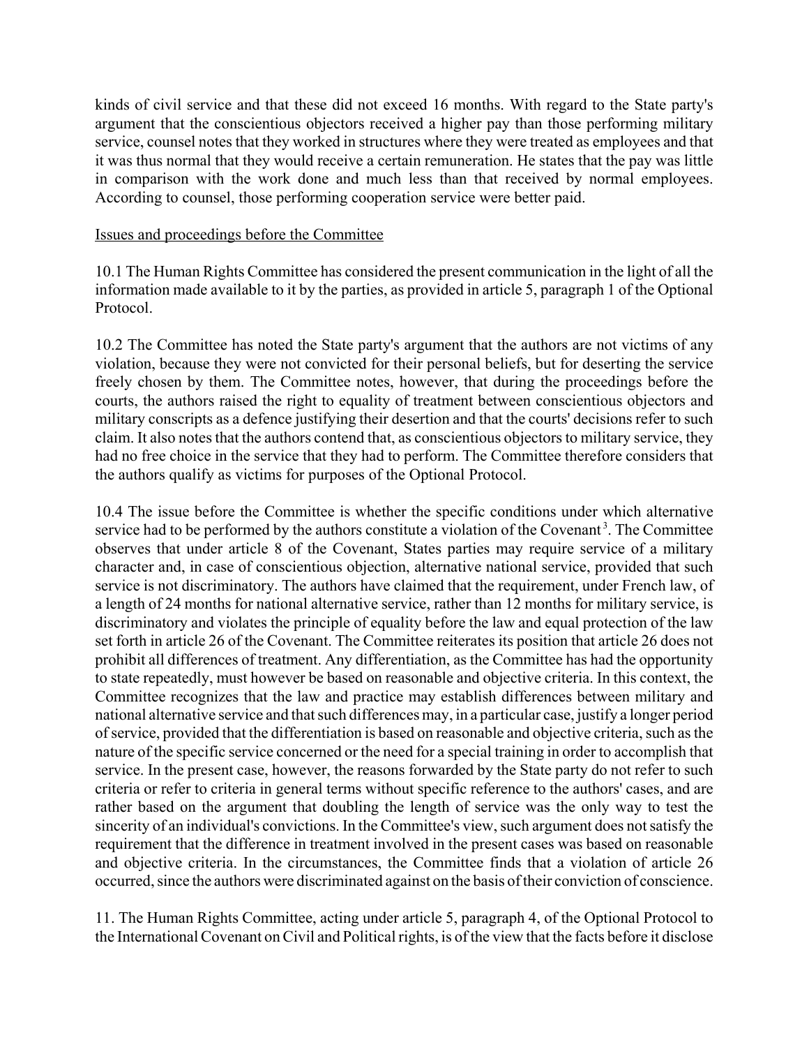kinds of civil service and that these did not exceed 16 months. With regard to the State party's argument that the conscientious objectors received a higher pay than those performing military service, counsel notes that they worked in structures where they were treated as employees and that it was thus normal that they would receive a certain remuneration. He states that the pay was little in comparison with the work done and much less than that received by normal employees. According to counsel, those performing cooperation service were better paid.

Issues and proceedings before the Committee

10.1 The Human Rights Committee has considered the present communication in the light of all the information made available to it by the parties, as provided in article 5, paragraph 1 of the Optional Protocol.

10.2 The Committee has noted the State party's argument that the authors are not victims of any violation, because they were not convicted for their personal beliefs, but for deserting the service freely chosen by them. The Committee notes, however, that during the proceedings before the courts, the authors raised the right to equality of treatment between conscientious objectors and military conscripts as a defence justifying their desertion and that the courts' decisions refer to such claim. It also notes that the authors contend that, as conscientious objectors to military service, they had no free choice in the service that they had to perform. The Committee therefore considers that the authors qualify as victims for purposes of the Optional Protocol.

10.4 The issue before the Committee is whether the specific conditions under which alternative service had to be performed by the authors constitute a violation of the Covenant[3]. The Committee observes that under article 8 of the Covenant, States parties may require service of a military character and, in case of conscientious objection, alternative national service, provided that such service is not discriminatory. The authors have claimed that the requirement, under French law, of a length of 24 months for national alternative service, rather than 12 months for military service, is discriminatory and violates the principle of equality before the law and equal protection of the law set forth in article 26 of the Covenant. The Committee reiterates its position that article 26 does not prohibit all differences of treatment. Any differentiation, as the Committee has had the opportunity to state repeatedly, must however be based on reasonable and objective criteria. In this context, the Committee recognizes that the law and practice may establish differences between military and national alternative service and that such differences may, in a particular case, justify a longer period of service, provided that the differentiation is based on reasonable and objective criteria, such as the nature of the specific service concerned or the need for a special training in order to accomplish that service. In the present case, however, the reasons forwarded by the State party do not refer to such criteria or refer to criteria in general terms without specific reference to the authors' cases, and are rather based on the argument that doubling the length of service was the only way to test the sincerity of an individual's convictions. In the Committee's view, such argument does not satisfy the requirement that the difference in treatment involved in the present cases was based on reasonable and objective criteria. In the circumstances, the Committee finds that a violation of article 26 occurred, since the authors were discriminated against on the basis of their conviction of conscience.

11. The Human Rights Committee, acting under article 5, paragraph 4, of the Optional Protocol to the International Covenant on Civil and Political rights, is of the view that the facts before it disclose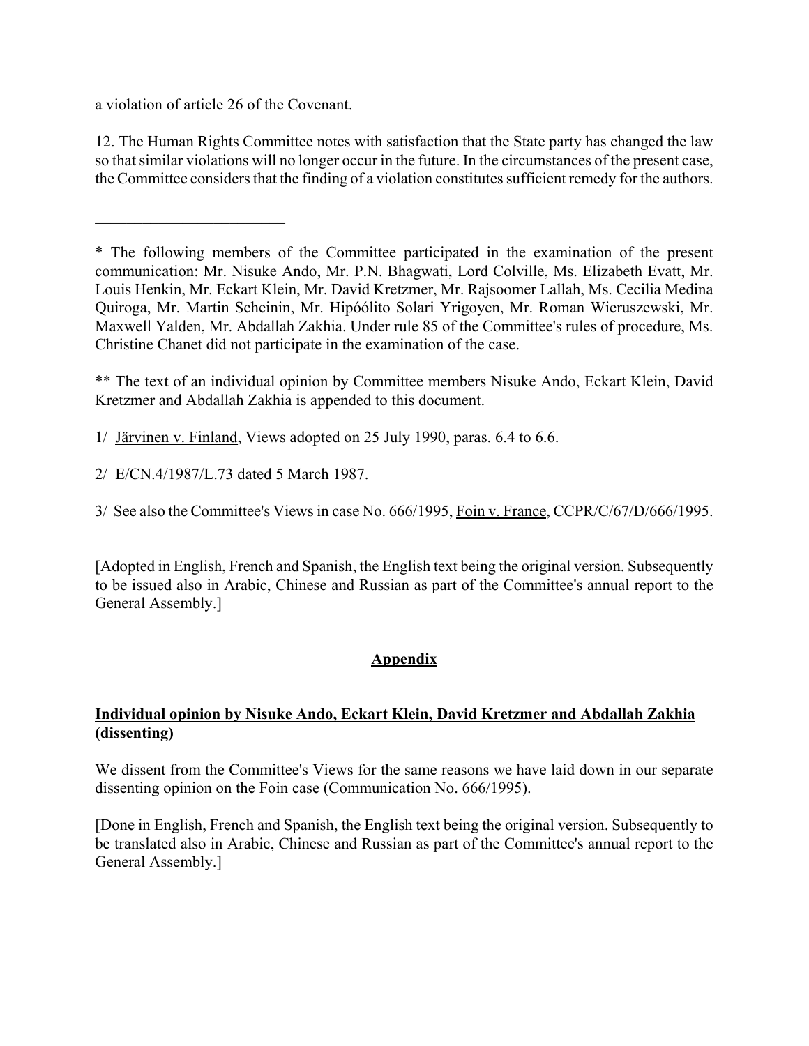a violation of article 26 of the Covenant.

12. The Human Rights Committee notes with satisfaction that the State party has changed the law so that similar violations will no longer occur in the future. In the circumstances of the present case, the Committee considers that the finding of a violation constitutes sufficient remedy for the authors.

---

* The following members of the Committee participated in the examination of the present communication: Mr. Nisuke Ando, Mr. P.N. Bhagwati, Lord Colville, Ms. Elizabeth Evatt, Mr. Louis Henkin, Mr. Eckart Klein, Mr. David Kretzmer, Mr. Rajsoomer Lallah, Ms. Cecilia Medina Quiroga, Mr. Martin Scheinin, Mr. Hipóólito Solari Yrigoyen, Mr. Roman Wieruszewski, Mr. Maxwell Yalden, Mr. Abdallah Zakhia. Under rule 85 of the Committee's rules of procedure, Ms. Christine Chanet did not participate in the examination of the case.

** The text of an individual opinion by Committee members Nisuke Ando, Eckart Klein, David Kretzmer and Abdallah Zakhia is appended to this document.

1/ Järvinen v. Finland, Views adopted on 25 July 1990, paras. 6.4 to 6.6.

2/ E/CN.4/1987/L.73 dated 5 March 1987.

3/ See also the Committee's Views in case No. 666/1995, Foin v. France, CCPR/C/67/D/666/1995.

[Adopted in English, French and Spanish, the English text being the original version. Subsequently to be issued also in Arabic, Chinese and Russian as part of the Committee's annual report to the General Assembly.]

## Appendix

**Individual opinion by Nisuke Ando, Eckart Klein, David Kretzmer and Abdallah Zakhia (dissenting)**

We dissent from the Committee's Views for the same reasons we have laid down in our separate dissenting opinion on the Foin case (Communication No. 666/1995).

[Done in English, French and Spanish, the English text being the original version. Subsequently to be translated also in Arabic, Chinese and Russian as part of the Committee's annual report to the General Assembly.]